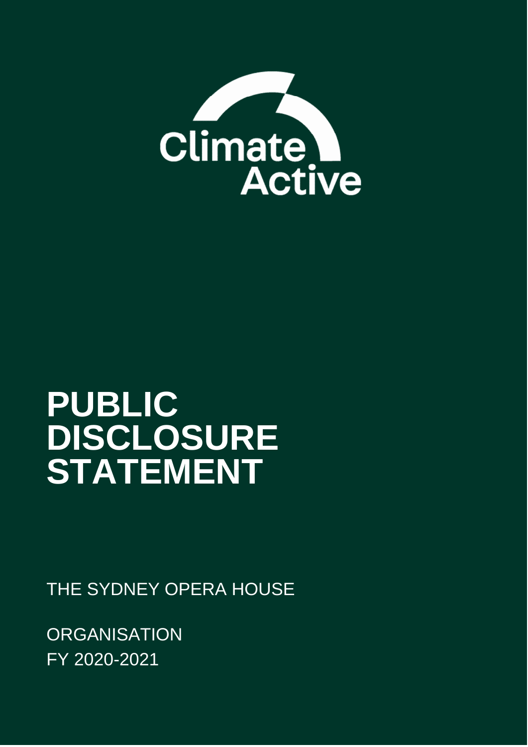Climate Active

# PUBLIC DISCLOSURE STATEMENT

THE SYDNEY OPERA HOUSE

ORGANISATION
FY 2020-2021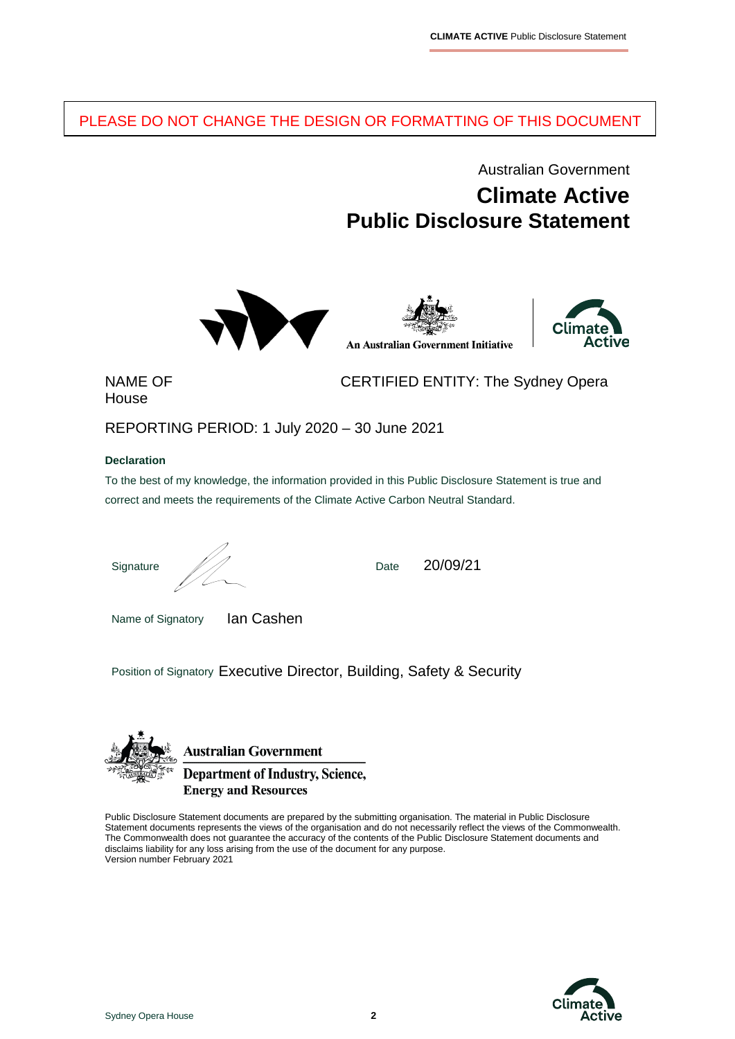PLEASE DO NOT CHANGE THE DESIGN OR FORMATTING OF THIS DOCUMENT

Australian Government

# Climate Active Public Disclosure Statement

An Australian Government Initiative

NAME OF CERTIFIED ENTITY: The Sydney Opera House

REPORTING PERIOD: 1 July 2020 – 30 June 2021

**Declaration**

To the best of my knowledge, the information provided in this Public Disclosure Statement is true and correct and meets the requirements of the Climate Active Carbon Neutral Standard.

Signature

Date 20/09/21

Name of Signatory Ian Cashen

Position of Signatory Executive Director, Building, Safety & Security

**Australian Government**
**Department of Industry, Science, Energy and Resources**

Public Disclosure Statement documents are prepared by the submitting organisation. The material in Public Disclosure Statement documents represents the views of the organisation and do not necessarily reflect the views of the Commonwealth. The Commonwealth does not guarantee the accuracy of the contents of the Public Disclosure Statement documents and disclaims liability for any loss arising from the use of the document for any purpose.
Version number February 2021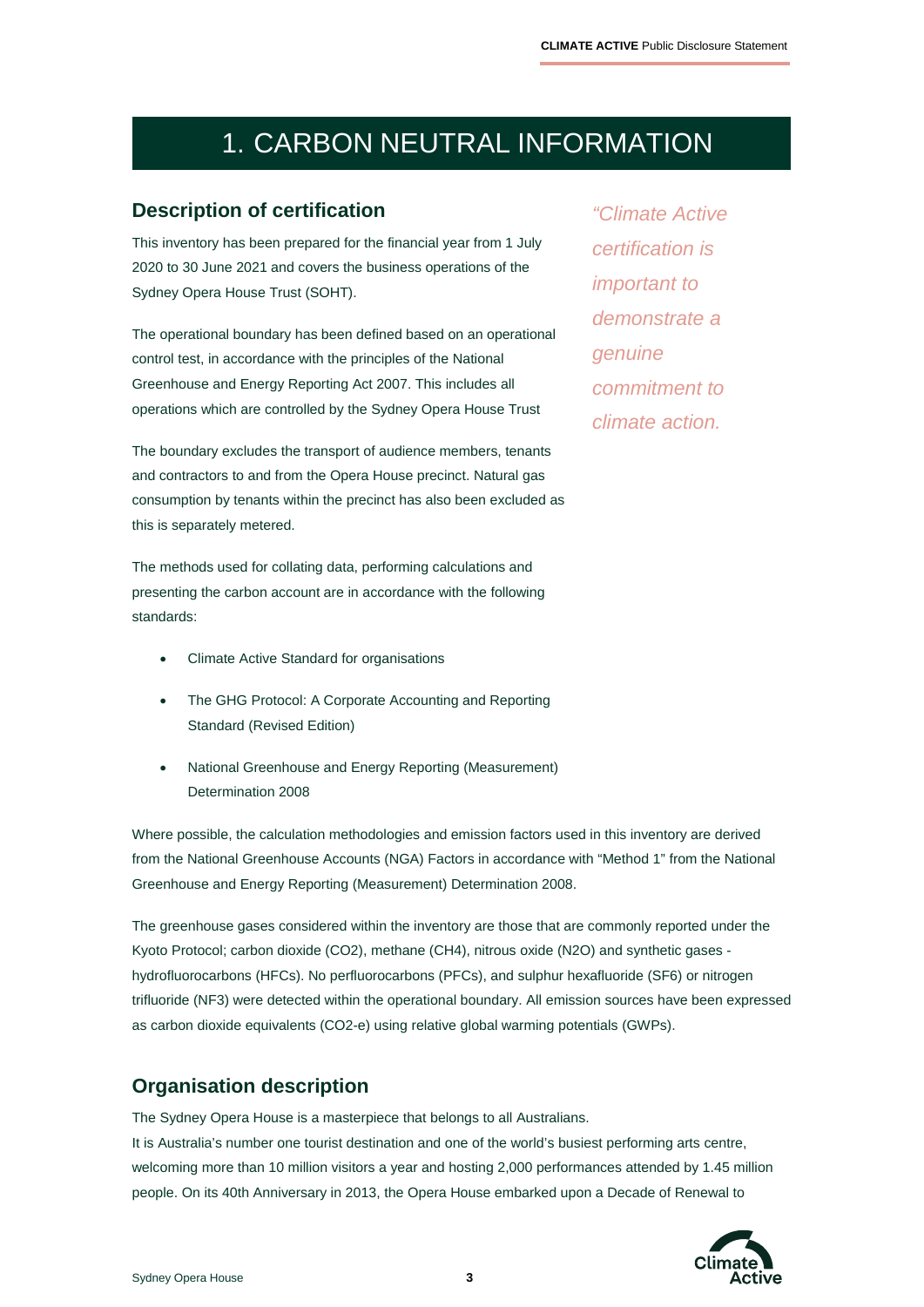# 1. CARBON NEUTRAL INFORMATION

## Description of certification

This inventory has been prepared for the financial year from 1 July 2020 to 30 June 2021 and covers the business operations of the Sydney Opera House Trust (SOHT).

The operational boundary has been defined based on an operational control test, in accordance with the principles of the National Greenhouse and Energy Reporting Act 2007. This includes all operations which are controlled by the Sydney Opera House Trust

The boundary excludes the transport of audience members, tenants and contractors to and from the Opera House precinct. Natural gas consumption by tenants within the precinct has also been excluded as this is separately metered.

The methods used for collating data, performing calculations and presenting the carbon account are in accordance with the following standards:

- Climate Active Standard for organisations
- The GHG Protocol: A Corporate Accounting and Reporting Standard (Revised Edition)
- National Greenhouse and Energy Reporting (Measurement) Determination 2008

*"Climate Active certification is important to demonstrate a genuine commitment to climate action.*

Where possible, the calculation methodologies and emission factors used in this inventory are derived from the National Greenhouse Accounts (NGA) Factors in accordance with "Method 1" from the National Greenhouse and Energy Reporting (Measurement) Determination 2008.

The greenhouse gases considered within the inventory are those that are commonly reported under the Kyoto Protocol; carbon dioxide ($CO_2$), methane ($CH_4$), nitrous oxide ($N_2O$) and synthetic gases - hydrofluorocarbons (HFCs). No perfluorocarbons (PFCs), and sulphur hexafluoride ($SF_6$) or nitrogen trifluoride ($NF_3$) were detected within the operational boundary. All emission sources have been expressed as carbon dioxide equivalents ($CO_2$-e) using relative global warming potentials (GWPs).

## Organisation description

The Sydney Opera House is a masterpiece that belongs to all Australians.
It is Australia's number one tourist destination and one of the world's busiest performing arts centre, welcoming more than 10 million visitors a year and hosting 2,000 performances attended by 1.45 million people. On its 40th Anniversary in 2013, the Opera House embarked upon a Decade of Renewal to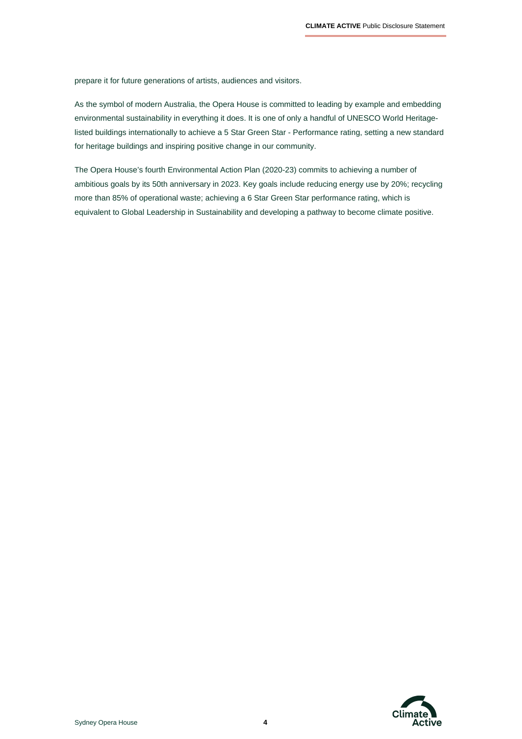prepare it for future generations of artists, audiences and visitors.

As the symbol of modern Australia, the Opera House is committed to leading by example and embedding environmental sustainability in everything it does. It is one of only a handful of UNESCO World Heritage-listed buildings internationally to achieve a 5 Star Green Star - Performance rating, setting a new standard for heritage buildings and inspiring positive change in our community.

The Opera House's fourth Environmental Action Plan (2020-23) commits to achieving a number of ambitious goals by its 50th anniversary in 2023. Key goals include reducing energy use by 20%; recycling more than 85% of operational waste; achieving a 6 Star Green Star performance rating, which is equivalent to Global Leadership in Sustainability and developing a pathway to become climate positive.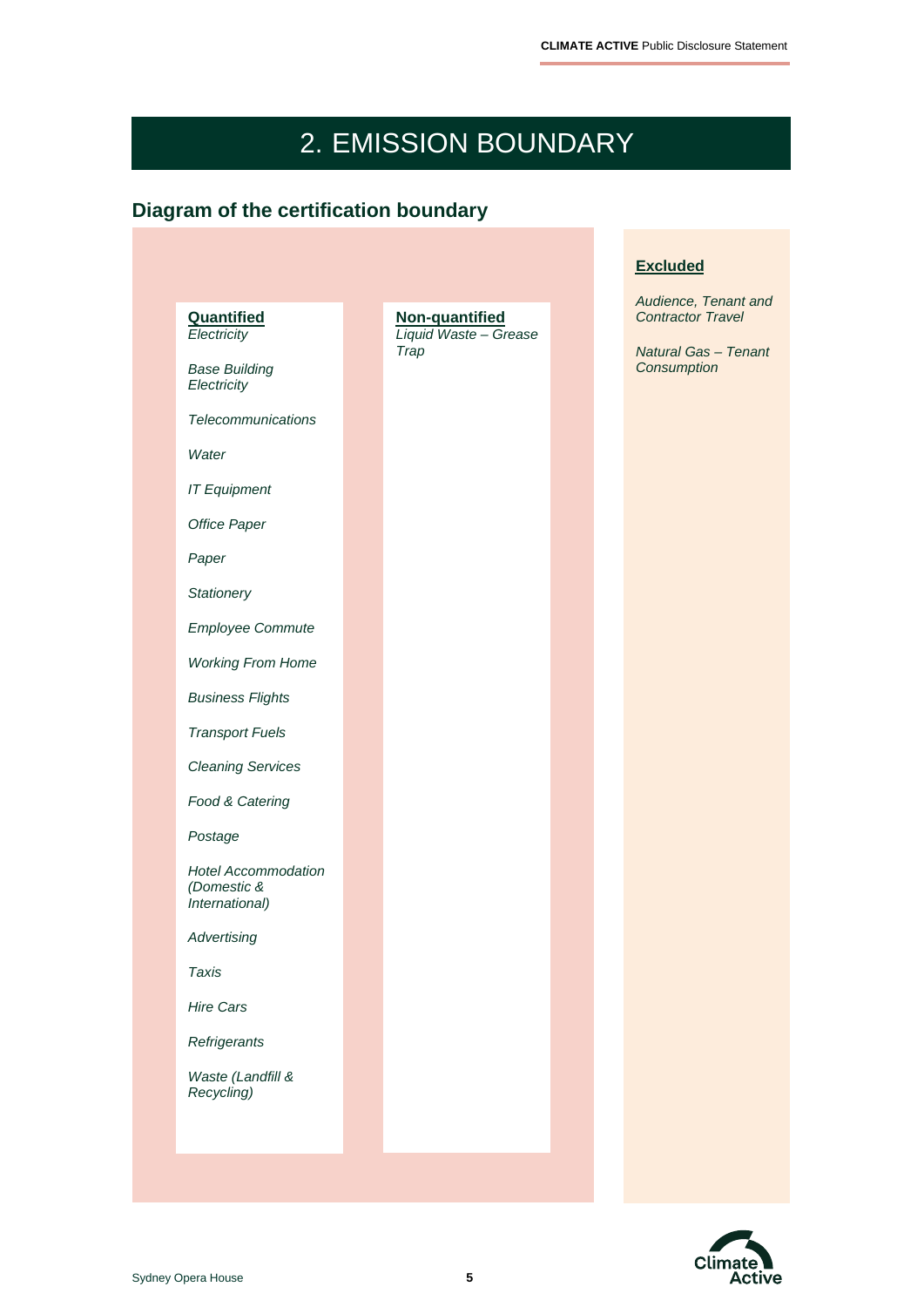# 2. EMISSION BOUNDARY

## Diagram of the certification boundary

**Quantified**

*Electricity*

*Base Building Electricity*

*Telecommunications*

*Water*

*IT Equipment*

*Office Paper*

*Paper*

*Stationery*

*Employee Commute*

*Working From Home*

*Business Flights*

*Transport Fuels*

*Cleaning Services*

*Food & Catering*

*Postage*

*Hotel Accommodation (Domestic & International)*

*Advertising*

*Taxis*

*Hire Cars*

*Refrigerants*

*Waste (Landfill & Recycling)*

**Non-quantified**

*Liquid Waste – Grease Trap*

**Excluded**

*Audience, Tenant and Contractor Travel*

*Natural Gas – Tenant Consumption*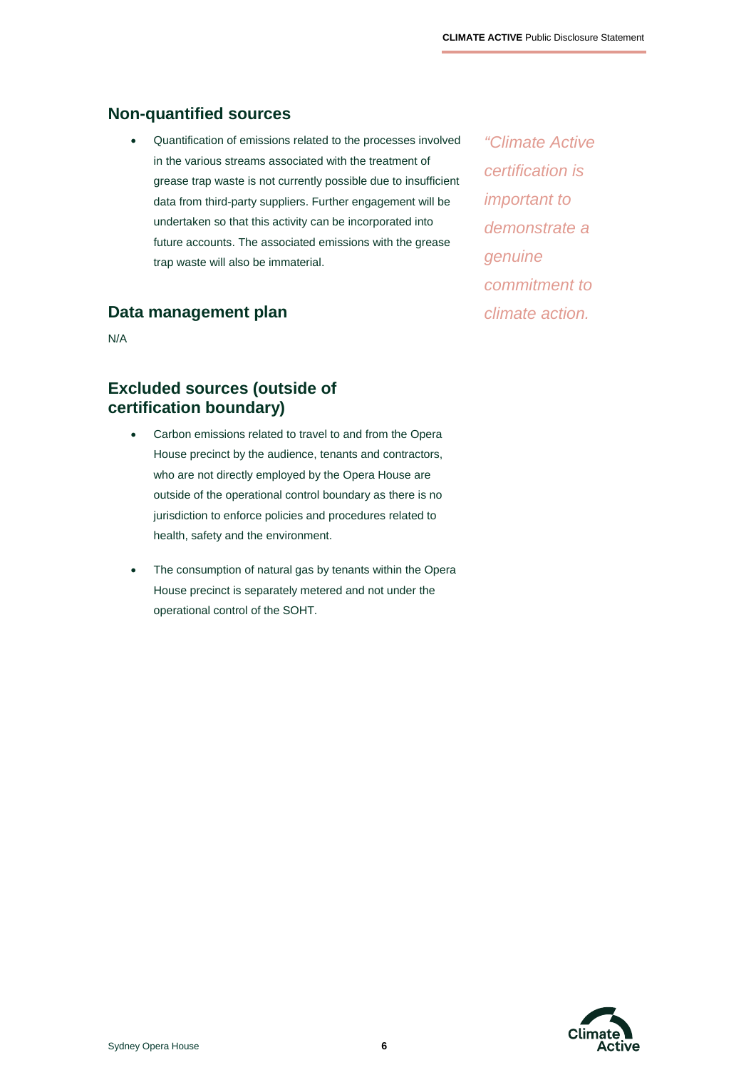## Non-quantified sources

- Quantification of emissions related to the processes involved in the various streams associated with the treatment of grease trap waste is not currently possible due to insufficient data from third-party suppliers. Further engagement will be undertaken so that this activity can be incorporated into future accounts. The associated emissions with the grease trap waste will also be immaterial.

*"Climate Active certification is important to demonstrate a genuine commitment to climate action.*

## Data management plan

N/A

## Excluded sources (outside of certification boundary)

- Carbon emissions related to travel to and from the Opera House precinct by the audience, tenants and contractors, who are not directly employed by the Opera House are outside of the operational control boundary as there is no jurisdiction to enforce policies and procedures related to health, safety and the environment.

- The consumption of natural gas by tenants within the Opera House precinct is separately metered and not under the operational control of the SOHT.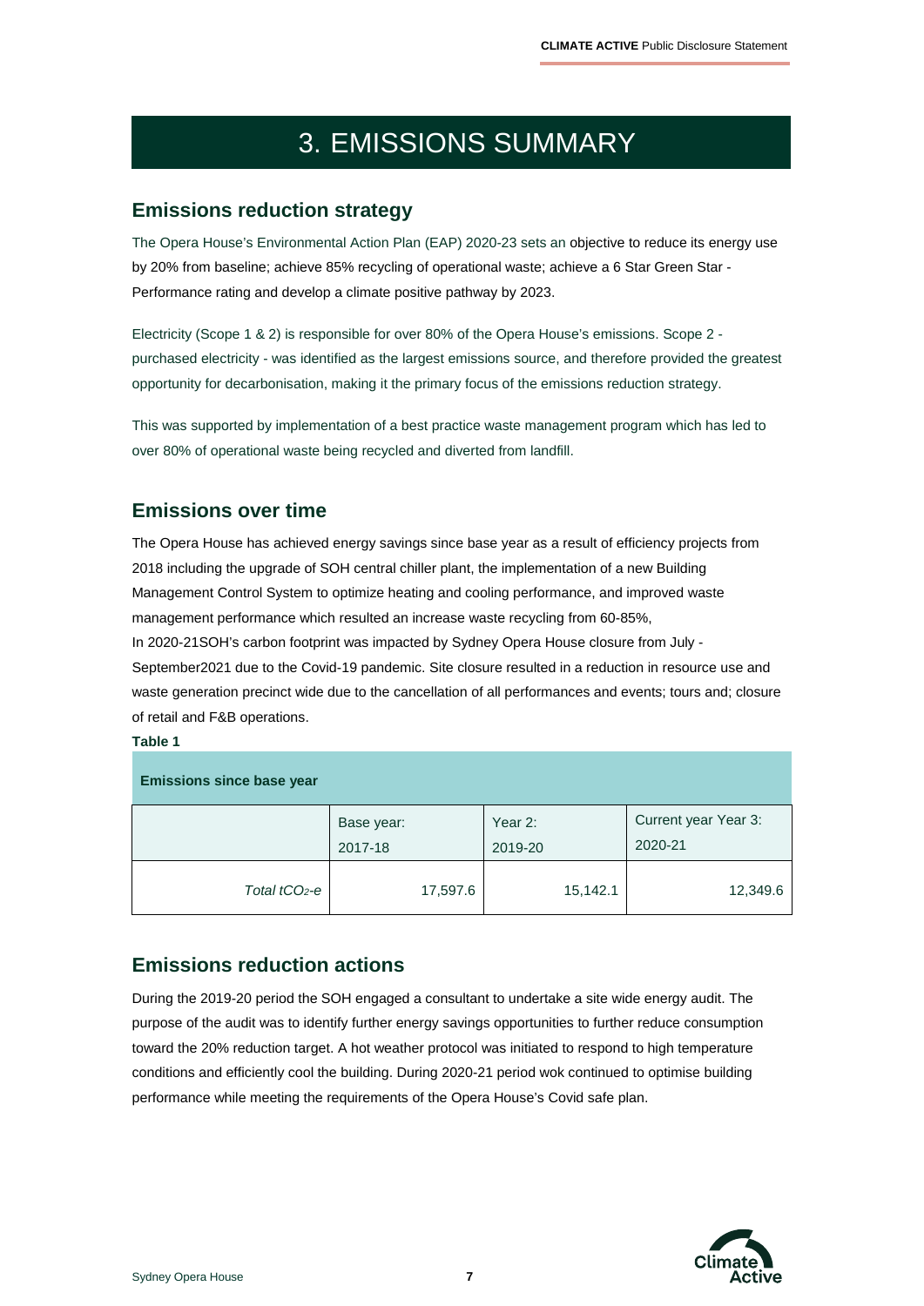# 3. EMISSIONS SUMMARY

## Emissions reduction strategy

The Opera House's Environmental Action Plan (EAP) 2020-23 sets an objective to reduce its energy use by 20% from baseline; achieve 85% recycling of operational waste; achieve a 6 Star Green Star - Performance rating and develop a climate positive pathway by 2023.

Electricity (Scope 1 & 2) is responsible for over 80% of the Opera House's emissions. Scope 2 - purchased electricity - was identified as the largest emissions source, and therefore provided the greatest opportunity for decarbonisation, making it the primary focus of the emissions reduction strategy.

This was supported by implementation of a best practice waste management program which has led to over 80% of operational waste being recycled and diverted from landfill.

## Emissions over time

The Opera House has achieved energy savings since base year as a result of efficiency projects from 2018 including the upgrade of SOH central chiller plant, the implementation of a new Building Management Control System to optimize heating and cooling performance, and improved waste management performance which resulted an increase waste recycling from 60-85%,
In 2020-21SOH's carbon footprint was impacted by Sydney Opera House closure from July - September2021 due to the Covid-19 pandemic. Site closure resulted in a reduction in resource use and waste generation precinct wide due to the cancellation of all performances and events; tours and; closure of retail and F&B operations.

**Table 1**

| Emissions since base year | | | |
|---|---|---|---|
| | Base year: 2017-18 | Year 2: 2019-20 | Current year Year 3: 2020-21 |
| *Total $tCO_2$-e* | 17,597.6 | 15,142.1 | 12,349.6 |

## Emissions reduction actions

During the 2019-20 period the SOH engaged a consultant to undertake a site wide energy audit. The purpose of the audit was to identify further energy savings opportunities to further reduce consumption toward the 20% reduction target. A hot weather protocol was initiated to respond to high temperature conditions and efficiently cool the building. During 2020-21 period wok continued to optimise building performance while meeting the requirements of the Opera House's Covid safe plan.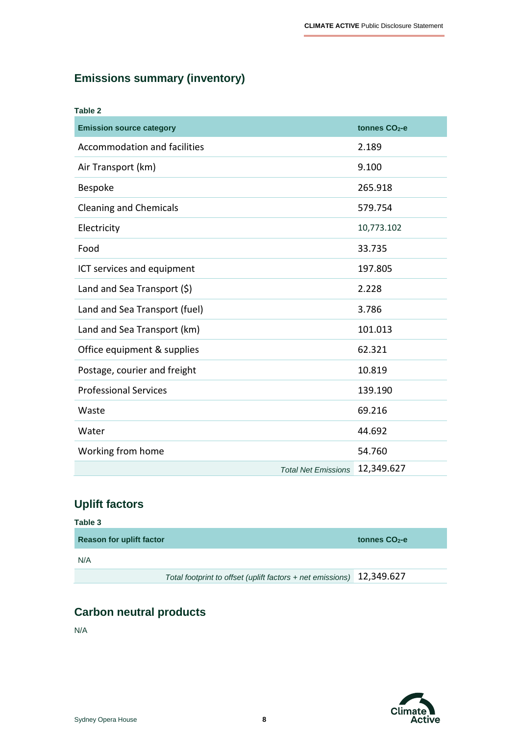## Emissions summary (inventory)

**Table 2**

| Emission source category | tonnes $CO_2$-e |
|---|---|
| Accommodation and facilities | 2.189 |
| Air Transport (km) | 9.100 |
| Bespoke | 265.918 |
| Cleaning and Chemicals | 579.754 |
| Electricity | 10,773.102 |
| Food | 33.735 |
| ICT services and equipment | 197.805 |
| Land and Sea Transport ($) | 2.228 |
| Land and Sea Transport (fuel) | 3.786 |
| Land and Sea Transport (km) | 101.013 |
| Office equipment & supplies | 62.321 |
| Postage, courier and freight | 10.819 |
| Professional Services | 139.190 |
| Waste | 69.216 |
| Water | 44.692 |
| Working from home | 54.760 |
| *Total Net Emissions* | 12,349.627 |

## Uplift factors

**Table 3**

| Reason for uplift factor | tonnes $CO_2$-e |
|---|---|
| N/A | |
| *Total footprint to offset (uplift factors + net emissions)* | 12,349.627 |

## Carbon neutral products

N/A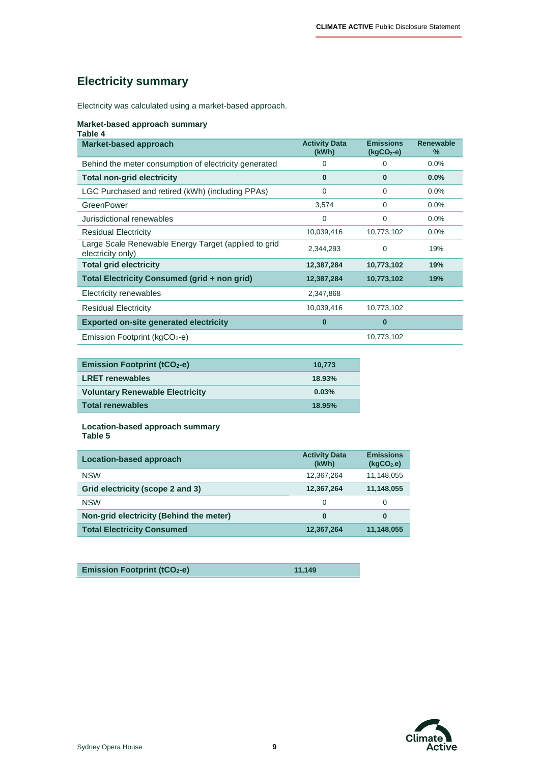## Electricity summary

Electricity was calculated using a market-based approach.

**Market-based approach summary**
**Table 4**

| Market-based approach | Activity Data (kWh) | Emissions ($kgCO_2$-e) | Renewable % |
|---|---|---|---|
| Behind the meter consumption of electricity generated | 0 | 0 | 0.0% |
| **Total non-grid electricity** | **0** | **0** | **0.0%** |
| LGC Purchased and retired (kWh) (including PPAs) | 0 | 0 | 0.0% |
| GreenPower | 3,574 | 0 | 0.0% |
| Jurisdictional renewables | 0 | 0 | 0.0% |
| Residual Electricity | 10,039,416 | 10,773,102 | 0.0% |
| Large Scale Renewable Energy Target (applied to grid electricity only) | 2,344,293 | 0 | 19% |
| **Total grid electricity** | **12,387,284** | **10,773,102** | **19%** |
| **Total Electricity Consumed (grid + non grid)** | **12,387,284** | **10,773,102** | **19%** |
| Electricity renewables | 2,347,868 | | |
| Residual Electricity | 10,039,416 | 10,773,102 | |
| **Exported on-site generated electricity** | **0** | **0** | |
| Emission Footprint ($kgCO_2$-e) | | 10,773,102 | |

| | |
|---|---|
| **Emission Footprint ($tCO_2$-e)** | **10,773** |
| **LRET renewables** | **18.93%** |
| **Voluntary Renewable Electricity** | **0.03%** |
| **Total renewables** | **18.95%** |

**Location-based approach summary**
**Table 5**

| Location-based approach | Activity Data (kWh) | Emissions ($kgCO_2$-e) |
|---|---|---|
| NSW | 12,367,264 | 11,148,055 |
| **Grid electricity (scope 2 and 3)** | **12,367,264** | **11,148,055** |
| NSW | 0 | 0 |
| **Non-grid electricity (Behind the meter)** | **0** | **0** |
| **Total Electricity Consumed** | **12,367,264** | **11,148,055** |

| | |
|---|---|
| **Emission Footprint ($tCO_2$-e)** | **11,149** |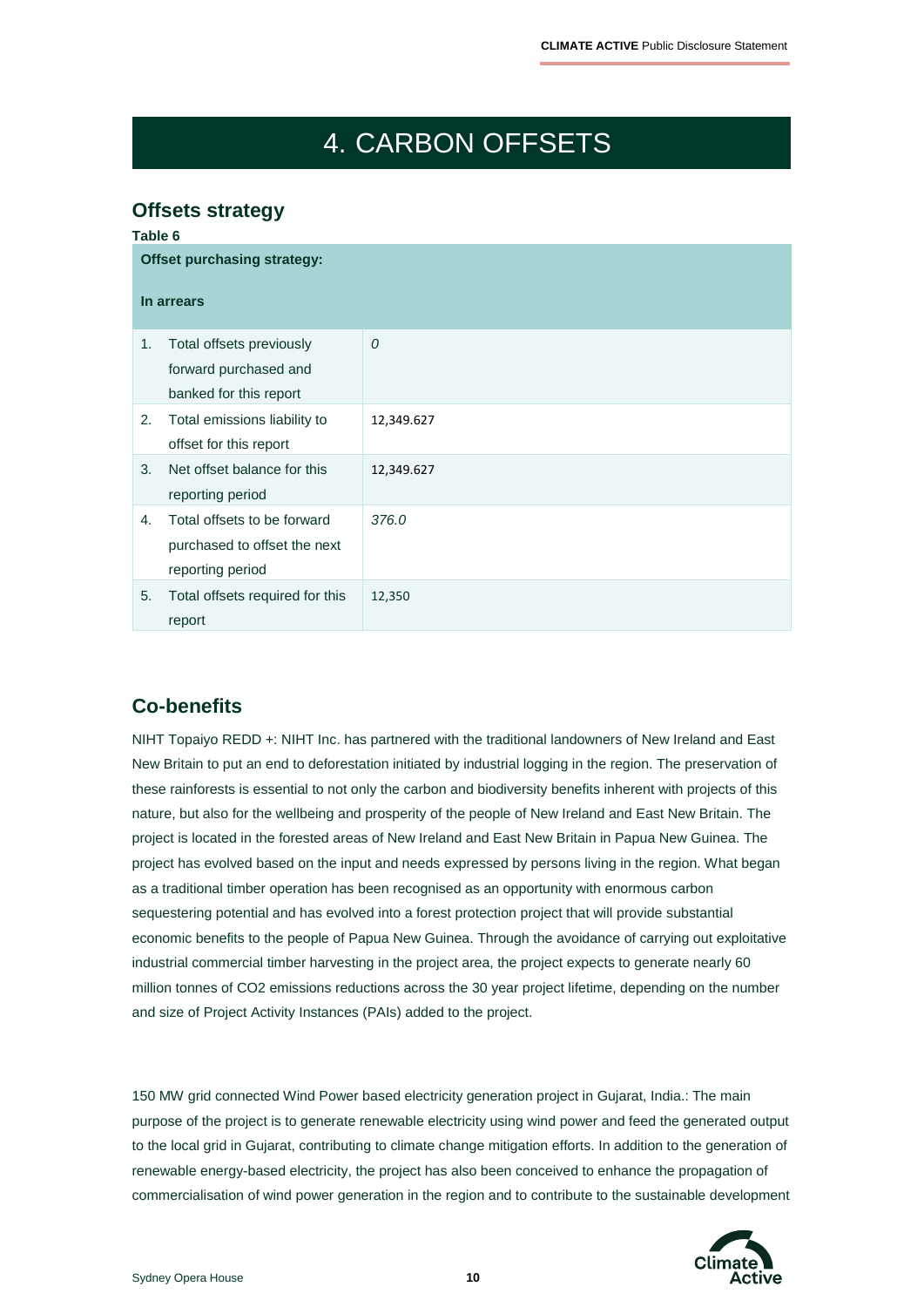# 4. CARBON OFFSETS

## Offsets strategy

**Table 6**

| **Offset purchasing strategy:**<br><br>**In arrears** | |
|---|---|
| 1. Total offsets previously forward purchased and banked for this report | *0* |
| 2. Total emissions liability to offset for this report | 12,349.627 |
| 3. Net offset balance for this reporting period | 12,349.627 |
| 4. Total offsets to be forward purchased to offset the next reporting period | *376.0* |
| 5. Total offsets required for this report | 12,350 |

## Co-benefits

NIHT Topaiyo REDD +: NIHT Inc. has partnered with the traditional landowners of New Ireland and East New Britain to put an end to deforestation initiated by industrial logging in the region. The preservation of these rainforests is essential to not only the carbon and biodiversity benefits inherent with projects of this nature, but also for the wellbeing and prosperity of the people of New Ireland and East New Britain. The project is located in the forested areas of New Ireland and East New Britain in Papua New Guinea. The project has evolved based on the input and needs expressed by persons living in the region. What began as a traditional timber operation has been recognised as an opportunity with enormous carbon sequestering potential and has evolved into a forest protection project that will provide substantial economic benefits to the people of Papua New Guinea. Through the avoidance of carrying out exploitative industrial commercial timber harvesting in the project area, the project expects to generate nearly 60 million tonnes of $CO_2$ emissions reductions across the 30 year project lifetime, depending on the number and size of Project Activity Instances (PAIs) added to the project.

150 MW grid connected Wind Power based electricity generation project in Gujarat, India.: The main purpose of the project is to generate renewable electricity using wind power and feed the generated output to the local grid in Gujarat, contributing to climate change mitigation efforts. In addition to the generation of renewable energy-based electricity, the project has also been conceived to enhance the propagation of commercialisation of wind power generation in the region and to contribute to the sustainable development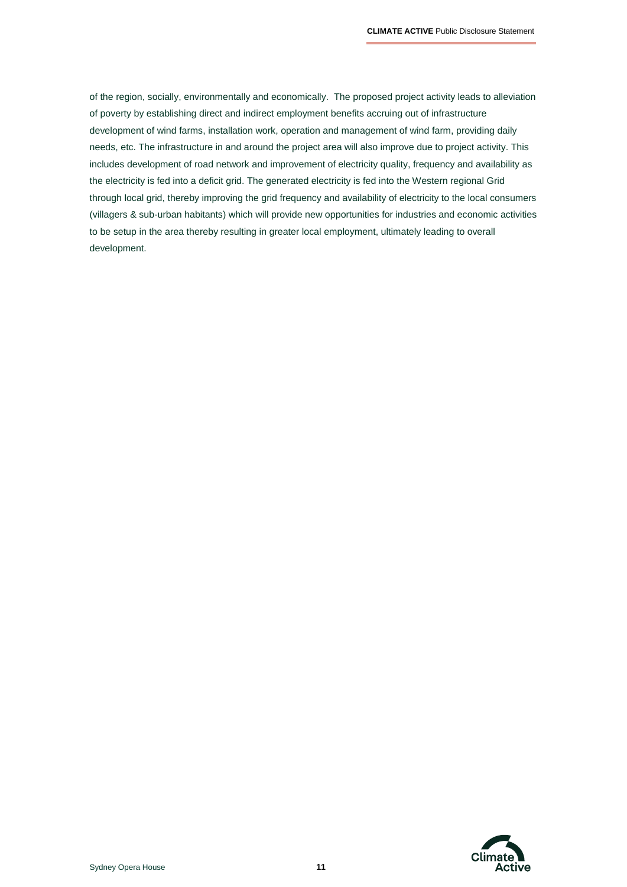of the region, socially, environmentally and economically. The proposed project activity leads to alleviation of poverty by establishing direct and indirect employment benefits accruing out of infrastructure development of wind farms, installation work, operation and management of wind farm, providing daily needs, etc. The infrastructure in and around the project area will also improve due to project activity. This includes development of road network and improvement of electricity quality, frequency and availability as the electricity is fed into a deficit grid. The generated electricity is fed into the Western regional Grid through local grid, thereby improving the grid frequency and availability of electricity to the local consumers (villagers & sub-urban habitants) which will provide new opportunities for industries and economic activities to be setup in the area thereby resulting in greater local employment, ultimately leading to overall development.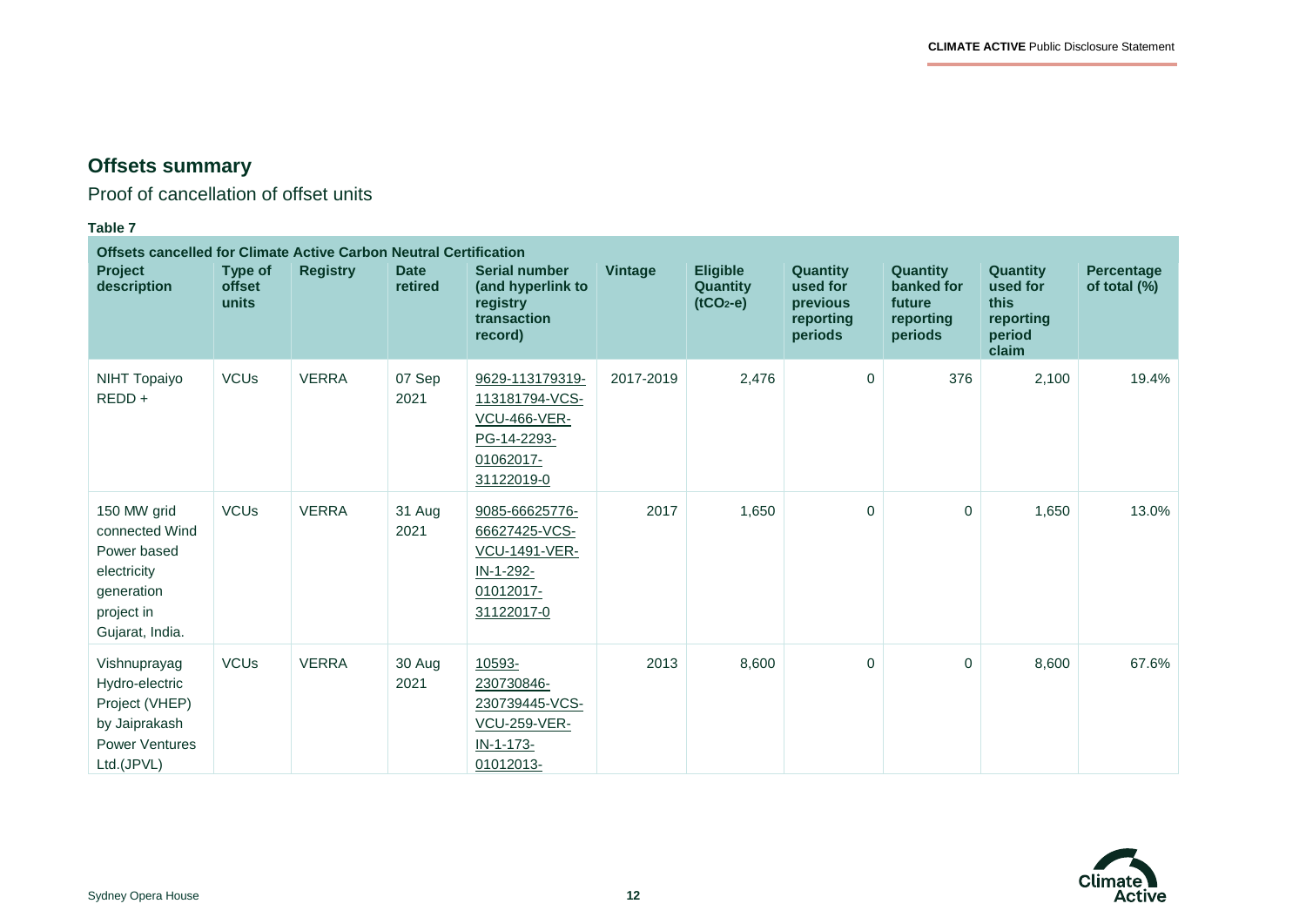## Offsets summary

Proof of cancellation of offset units

**Table 7**

| Offsets cancelled for Climate Active Carbon Neutral Certification | | | | | | | | | | |
|---|---|---|---|---|---|---|---|---|---|---|
| **Project description** | **Type of offset units** | **Registry** | **Date retired** | **Serial number (and hyperlink to registry transaction record)** | **Vintage** | **Eligible Quantity ($tCO_2$-e)** | **Quantity used for previous reporting periods** | **Quantity banked for future reporting periods** | **Quantity used for this reporting period claim** | **Percentage of total (%)** |
| NIHT Topaiyo REDD + | VCUs | VERRA | 07 Sep 2021 | 9629-113179319-113181794-VCS-VCU-466-VER-PG-14-2293-01062017-31122019-0 | 2017-2019 | 2,476 | 0 | 376 | 2,100 | 19.4% |
| 150 MW grid connected Wind Power based electricity generation project in Gujarat, India. | VCUs | VERRA | 31 Aug 2021 | 9085-66625776-66627425-VCS-VCU-1491-VER-IN-1-292-01012017-31122017-0 | 2017 | 1,650 | 0 | 0 | 1,650 | 13.0% |
| Vishnuprayag Hydro-electric Project (VHEP) by Jaiprakash Power Ventures Ltd.(JPVL) | VCUs | VERRA | 30 Aug 2021 | 10593-230730846-230739445-VCS-VCU-259-VER-IN-1-173-01012013- | 2013 | 8,600 | 0 | 0 | 8,600 | 67.6% |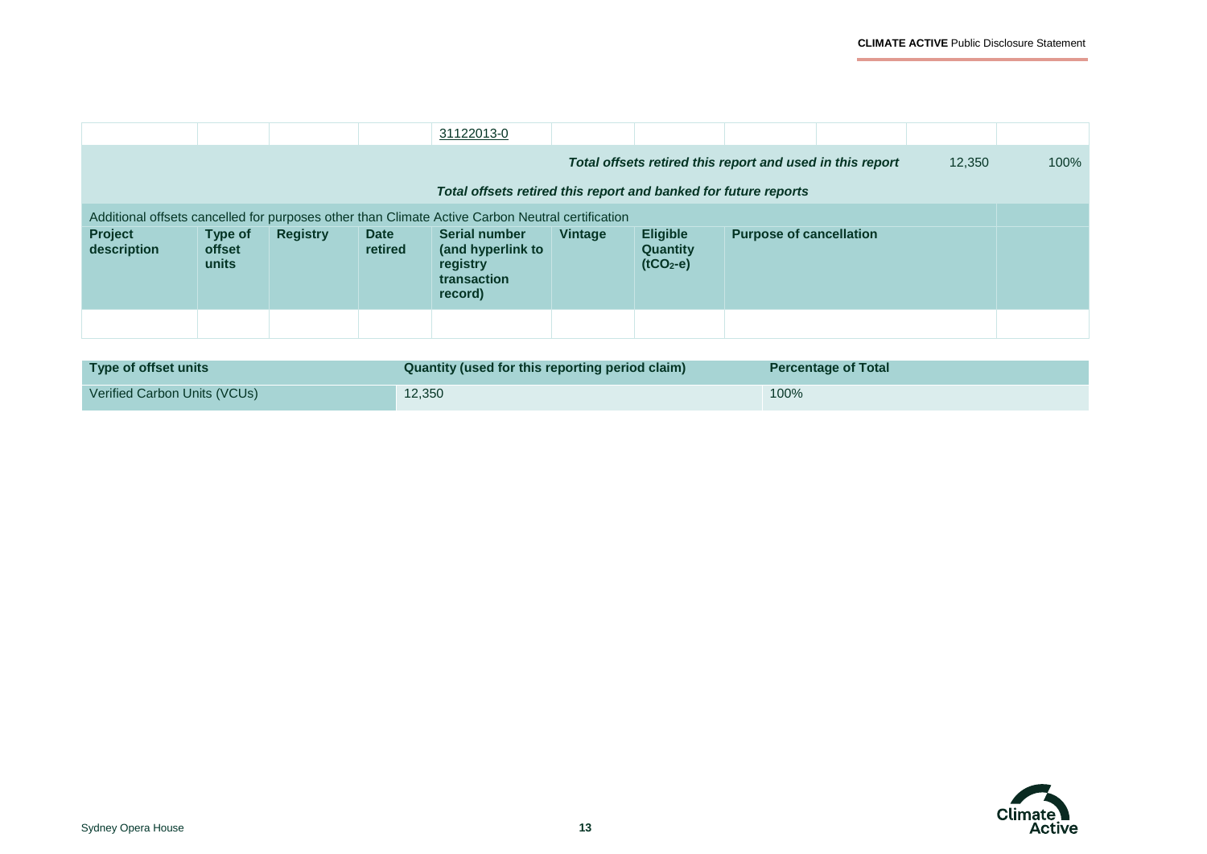| | | | | 31122013-0 | | | | | | |
|---|---|---|---|---|---|---|---|---|---|---|
| | | | | | | ***Total offsets retired this report and used in this report*** | | | 12,350 | 100% |
| | | | | ***Total offsets retired this report and banked for future reports*** | | | | | | |

| Additional offsets cancelled for purposes other than Climate Active Carbon Neutral certification | | | | | | | | |
|---|---|---|---|---|---|---|---|---|
| **Project description** | **Type of offset units** | **Registry** | **Date retired** | **Serial number (and hyperlink to registry transaction record)** | **Vintage** | **Eligible Quantity ($tCO_2$-e)** | **Purpose of cancellation** | |
| | | | | | | | | |

| Type of offset units | Quantity (used for this reporting period claim) | Percentage of Total |
|---|---|---|
| Verified Carbon Units (VCUs) | 12,350 | 100% |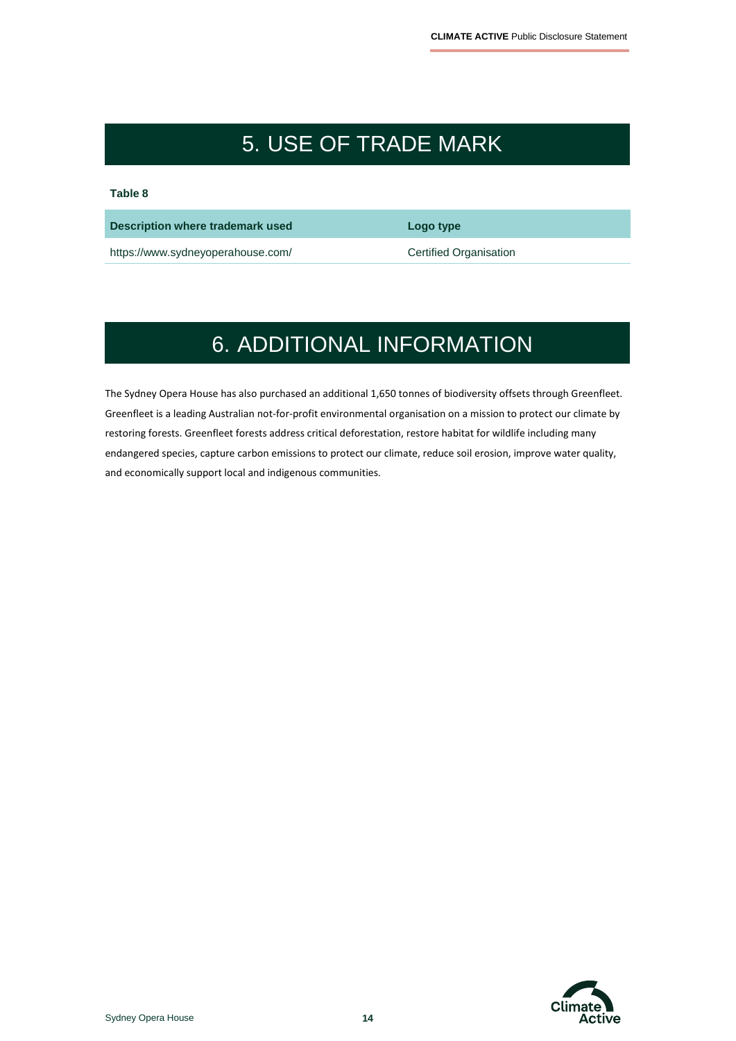# 5. USE OF TRADE MARK

**Table 8**

| Description where trademark used | Logo type |
| --- | --- |
| https://www.sydneyoperahouse.com/ | Certified Organisation |

# 6. ADDITIONAL INFORMATION

The Sydney Opera House has also purchased an additional 1,650 tonnes of biodiversity offsets through Greenfleet. Greenfleet is a leading Australian not-for-profit environmental organisation on a mission to protect our climate by restoring forests. Greenfleet forests address critical deforestation, restore habitat for wildlife including many endangered species, capture carbon emissions to protect our climate, reduce soil erosion, improve water quality, and economically support local and indigenous communities.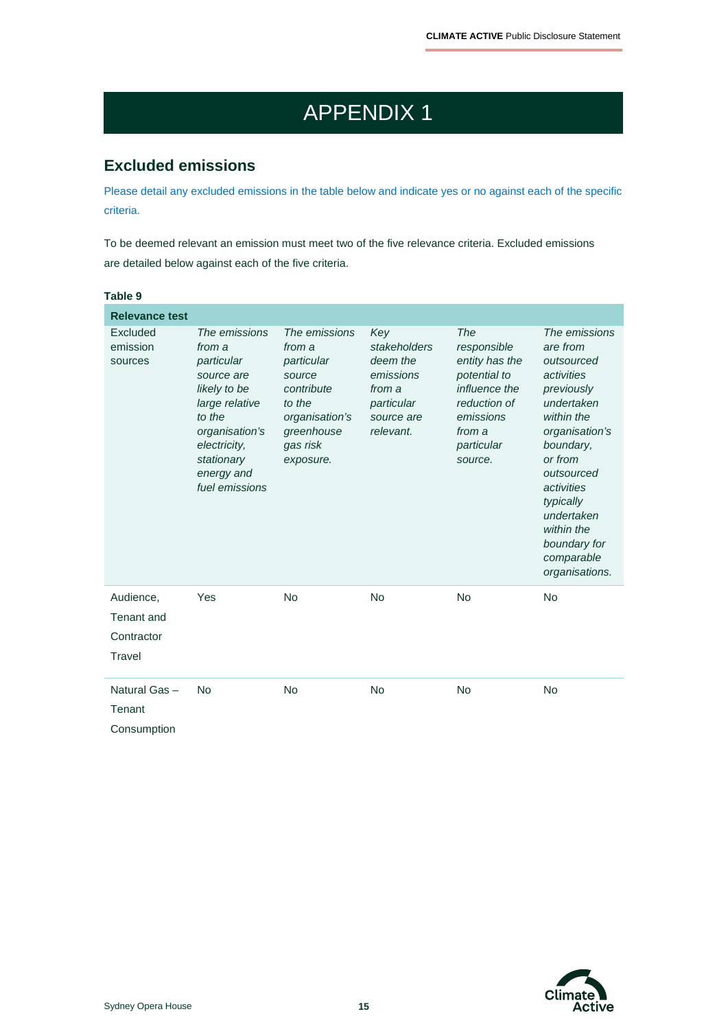# APPENDIX 1

## Excluded emissions

Please detail any excluded emissions in the table below and indicate yes or no against each of the specific criteria.

To be deemed relevant an emission must meet two of the five relevance criteria. Excluded emissions are detailed below against each of the five criteria.

**Table 9**

| **Relevance test** | | | | | |
|---|---|---|---|---|---|
| Excluded emission sources | *The emissions from a particular source are likely to be large relative to the organisation's electricity, stationary energy and fuel emissions* | *The emissions from a particular source contribute to the organisation's greenhouse gas risk exposure.* | *Key stakeholders deem the emissions from a particular source are relevant.* | *The responsible entity has the potential to influence the reduction of emissions from a particular source.* | *The emissions are from outsourced activities previously undertaken within the organisation's boundary, or from outsourced activities typically undertaken within the boundary for comparable organisations.* |
| Audience, Tenant and Contractor Travel | Yes | No | No | No | No |
| Natural Gas – Tenant Consumption | No | No | No | No | No |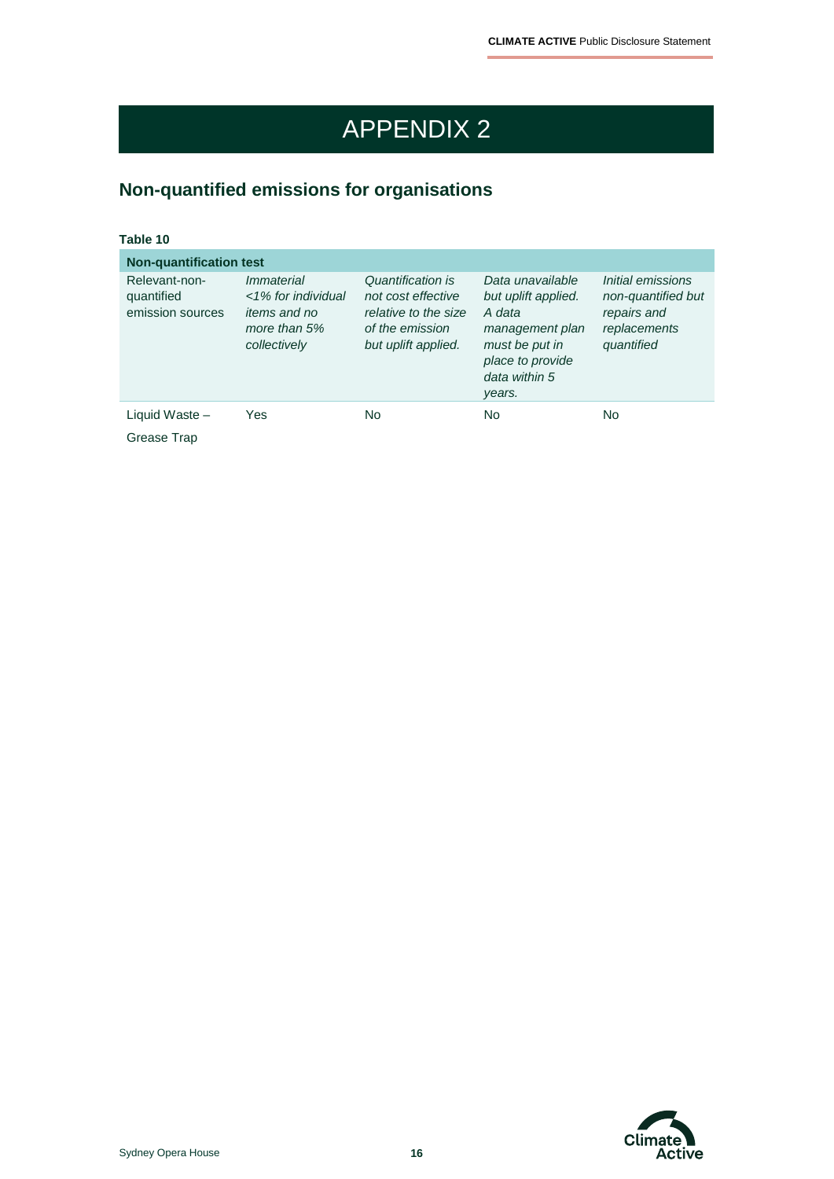# APPENDIX 2

## Non-quantified emissions for organisations

**Table 10**

| **Non-quantification test** | | | | |
|---|---|---|---|---|
| Relevant-non-quantified emission sources | *Immaterial <1% for individual items and no more than 5% collectively* | *Quantification is not cost effective relative to the size of the emission but uplift applied.* | *Data unavailable but uplift applied. A data management plan must be put in place to provide data within 5 years.* | *Initial emissions non-quantified but repairs and replacements quantified* |
| Liquid Waste – Grease Trap | Yes | No | No | No |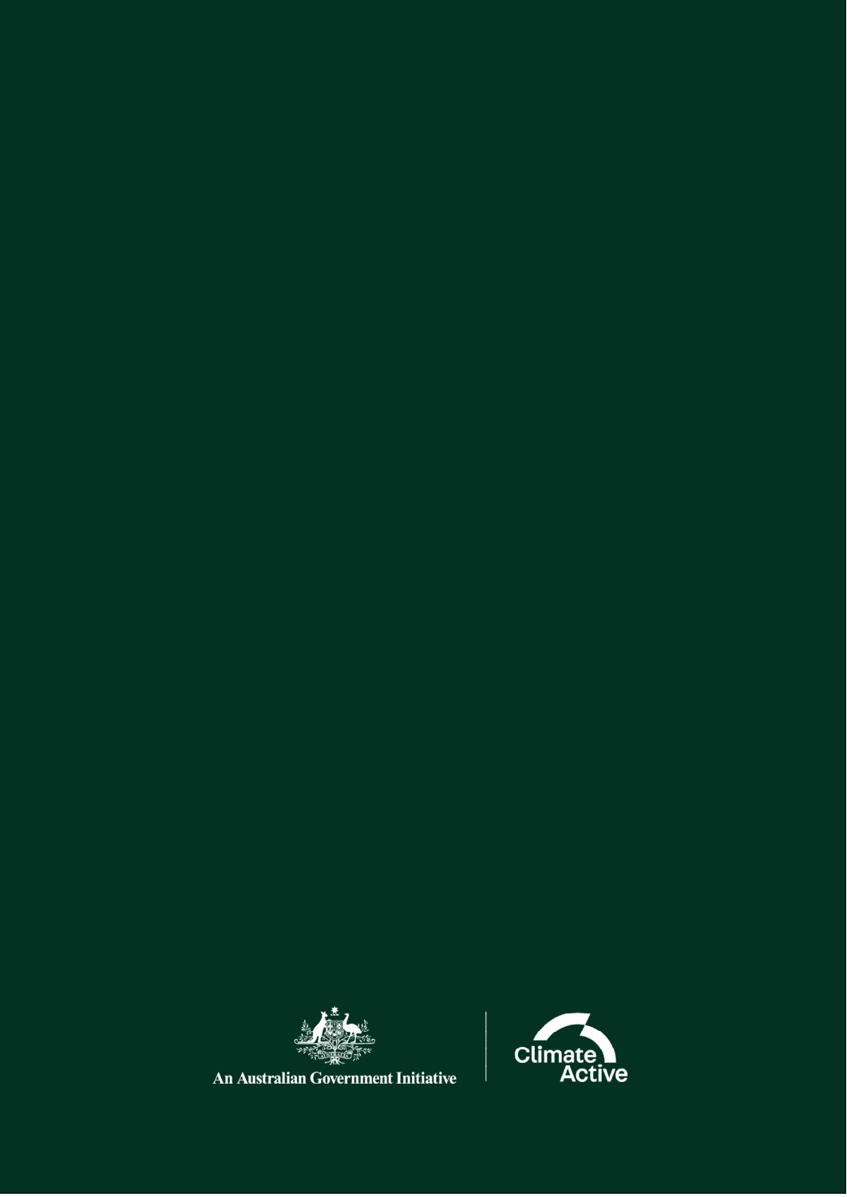An Australian Government Initiative

Climate Active